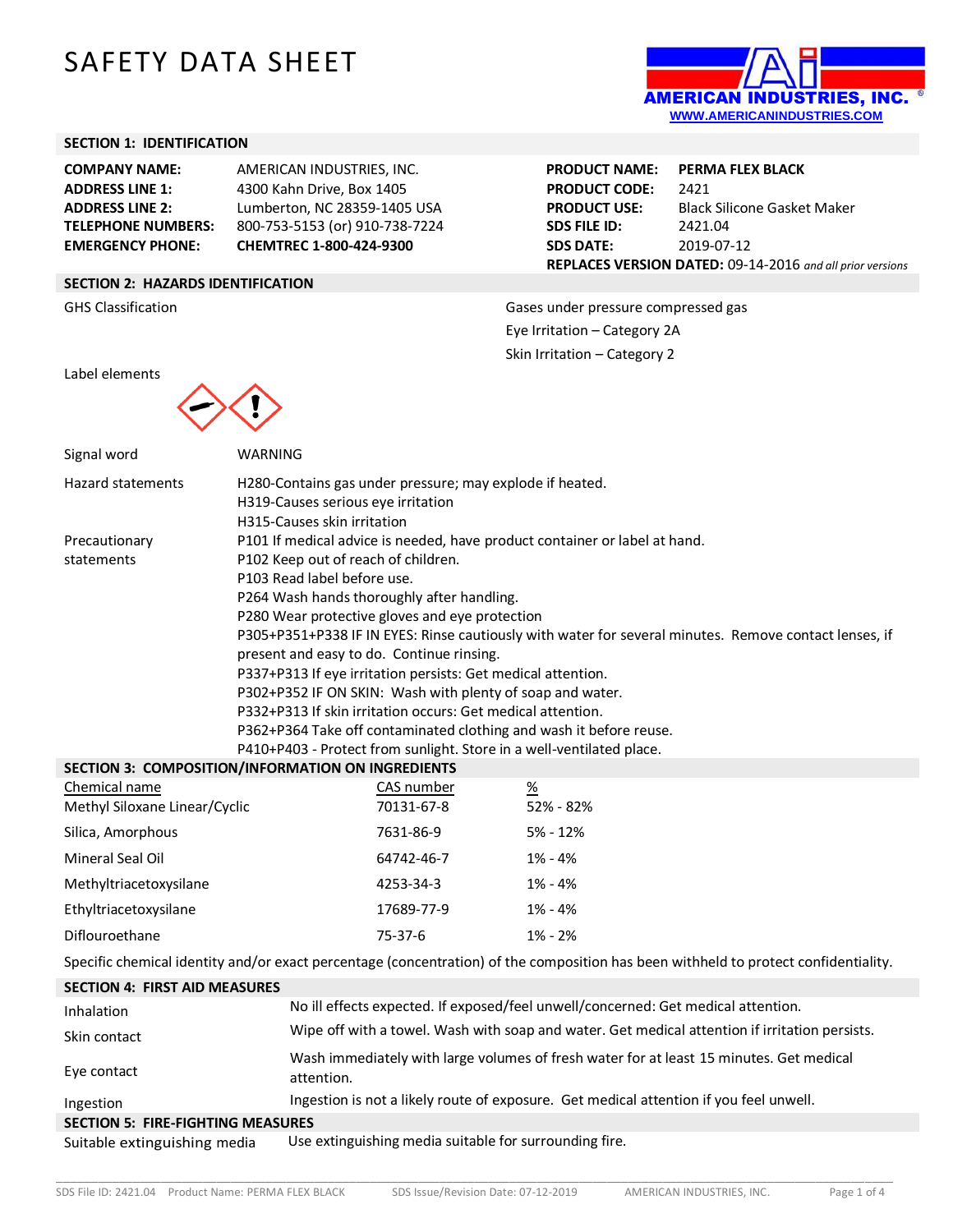# SAFETY DATA SHEET

AMERICAN INDUSTRIES, INC.
WWW.AMERICANINDUSTRIES.COM

## SECTION 1: IDENTIFICATION

| | | | |
|---|---|---|---|
| **COMPANY NAME:** | AMERICAN INDUSTRIES, INC. | **PRODUCT NAME:** | **PERMA FLEX BLACK** |
| **ADDRESS LINE 1:** | 4300 Kahn Drive, Box 1405 | **PRODUCT CODE:** | 2421 |
| **ADDRESS LINE 2:** | Lumberton, NC 28359-1405 USA | **PRODUCT USE:** | Black Silicone Gasket Maker |
| **TELEPHONE NUMBERS:** | 800-753-5153 (or) 910-738-7224 | **SDS FILE ID:** | 2421.04 |
| **EMERGENCY PHONE:** | **CHEMTREC 1-800-424-9300** | **SDS DATE:** | 2019-07-12 |

**REPLACES VERSION DATED:** 09-14-2016 *and all prior versions*

## SECTION 2: HAZARDS IDENTIFICATION

GHS Classification

- Gases under pressure compressed gas
- Eye Irritation – Category 2A
- Skin Irritation – Category 2

Label elements

Signal word: WARNING

Hazard statements:
- H280-Contains gas under pressure; may explode if heated.
- H319-Causes serious eye irritation
- H315-Causes skin irritation

Precautionary statements:
- P101 If medical advice is needed, have product container or label at hand.
- P102 Keep out of reach of children.
- P103 Read label before use.
- P264 Wash hands thoroughly after handling.
- P280 Wear protective gloves and eye protection
- P305+P351+P338 IF IN EYES: Rinse cautiously with water for several minutes. Remove contact lenses, if present and easy to do. Continue rinsing.
- P337+P313 If eye irritation persists: Get medical attention.
- P302+P352 IF ON SKIN: Wash with plenty of soap and water.
- P332+P313 If skin irritation occurs: Get medical attention.
- P362+P364 Take off contaminated clothing and wash it before reuse.
- P410+P403 - Protect from sunlight. Store in a well-ventilated place.

## SECTION 3: COMPOSITION/INFORMATION ON INGREDIENTS

| Chemical name | CAS number | % |
|---|---|---|
| Methyl Siloxane Linear/Cyclic | 70131-67-8 | 52% - 82% |
| Silica, Amorphous | 7631-86-9 | 5% - 12% |
| Mineral Seal Oil | 64742-46-7 | 1% - 4% |
| Methyltriacetoxysilane | 4253-34-3 | 1% - 4% |
| Ethyltriacetoxysilane | 17689-77-9 | 1% - 4% |
| Diflouroethane | 75-37-6 | 1% - 2% |

Specific chemical identity and/or exact percentage (concentration) of the composition has been withheld to protect confidentiality.

## SECTION 4: FIRST AID MEASURES

| | |
|---|---|
| Inhalation | No ill effects expected. If exposed/feel unwell/concerned: Get medical attention. |
| Skin contact | Wipe off with a towel. Wash with soap and water. Get medical attention if irritation persists. |
| Eye contact | Wash immediately with large volumes of fresh water for at least 15 minutes. Get medical attention. |
| Ingestion | Ingestion is not a likely route of exposure. Get medical attention if you feel unwell. |

## SECTION 5: FIRE-FIGHTING MEASURES

| | |
|---|---|
| Suitable extinguishing media | Use extinguishing media suitable for surrounding fire. |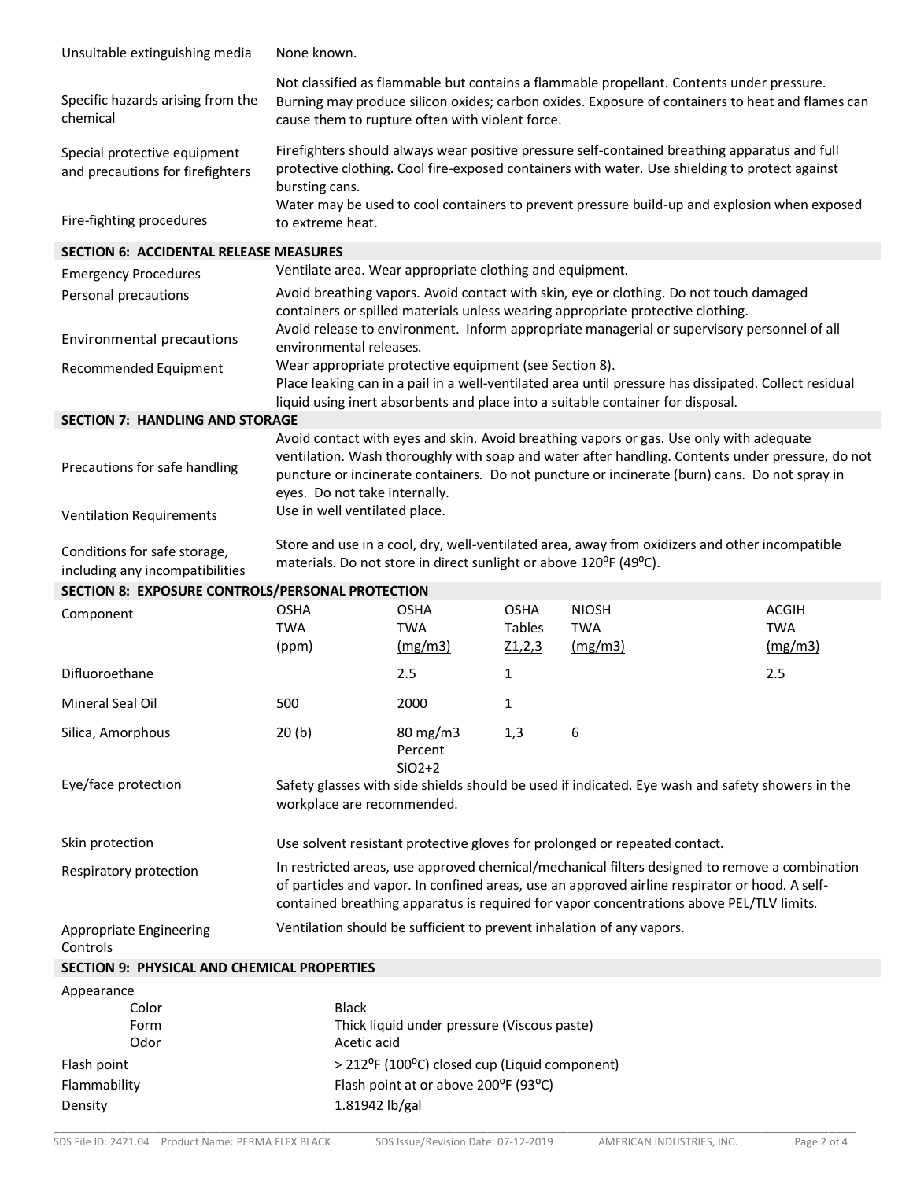| | |
|---|---|
| Unsuitable extinguishing media | None known. |
| Specific hazards arising from the chemical | Not classified as flammable but contains a flammable propellant. Contents under pressure. Burning may produce silicon oxides; carbon oxides. Exposure of containers to heat and flames can cause them to rupture often with violent force. |
| Special protective equipment and precautions for firefighters | Firefighters should always wear positive pressure self-contained breathing apparatus and full protective clothing. Cool fire-exposed containers with water. Use shielding to protect against bursting cans. |
| Fire-fighting procedures | Water may be used to cool containers to prevent pressure build-up and explosion when exposed to extreme heat. |

## SECTION 6: ACCIDENTAL RELEASE MEASURES

| | |
|---|---|
| Emergency Procedures | Ventilate area. Wear appropriate clothing and equipment. |
| Personal precautions | Avoid breathing vapors. Avoid contact with skin, eye or clothing. Do not touch damaged containers or spilled materials unless wearing appropriate protective clothing. |
| Environmental precautions | Avoid release to environment. Inform appropriate managerial or supervisory personnel of all environmental releases. |
| Recommended Equipment | Wear appropriate protective equipment (see Section 8). Place leaking can in a pail in a well-ventilated area until pressure has dissipated. Collect residual liquid using inert absorbents and place into a suitable container for disposal. |

## SECTION 7: HANDLING AND STORAGE

| | |
|---|---|
| Precautions for safe handling | Avoid contact with eyes and skin. Avoid breathing vapors or gas. Use only with adequate ventilation. Wash thoroughly with soap and water after handling. Contents under pressure, do not puncture or incinerate containers. Do not puncture or incinerate (burn) cans. Do not spray in eyes. Do not take internally. |
| Ventilation Requirements | Use in well ventilated place. |
| Conditions for safe storage, including any incompatibilities | Store and use in a cool, dry, well-ventilated area, away from oxidizers and other incompatible materials. Do not store in direct sunlight or above 120ºF (49ºC). |

## SECTION 8: EXPOSURE CONTROLS/PERSONAL PROTECTION

| Component | OSHA TWA (ppm) | OSHA TWA (mg/m3) | OSHA Tables Z1,2,3 | NIOSH TWA (mg/m3) | ACGIH TWA (mg/m3) |
|---|---|---|---|---|---|
| Difluoroethane | | 2.5 | 1 | | 2.5 |
| Mineral Seal Oil | 500 | 2000 | 1 | | |
| Silica, Amorphous | 20 (b) | 80 mg/m3 Percent SiO2+2 | 1,3 | 6 | |

| | |
|---|---|
| Eye/face protection | Safety glasses with side shields should be used if indicated. Eye wash and safety showers in the workplace are recommended. |
| Skin protection | Use solvent resistant protective gloves for prolonged or repeated contact. |
| Respiratory protection | In restricted areas, use approved chemical/mechanical filters designed to remove a combination of particles and vapor. In confined areas, use an approved airline respirator or hood. A self-contained breathing apparatus is required for vapor concentrations above PEL/TLV limits. |
| Appropriate Engineering Controls | Ventilation should be sufficient to prevent inhalation of any vapors. |

## SECTION 9: PHYSICAL AND CHEMICAL PROPERTIES

| | |
|---|---|
| Appearance | |
| Color | Black |
| Form | Thick liquid under pressure (Viscous paste) |
| Odor | Acetic acid |
| Flash point | > 212ºF (100ºC) closed cup (Liquid component) |
| Flammability | Flash point at or above 200ºF (93ºC) |
| Density | 1.81942 lb/gal |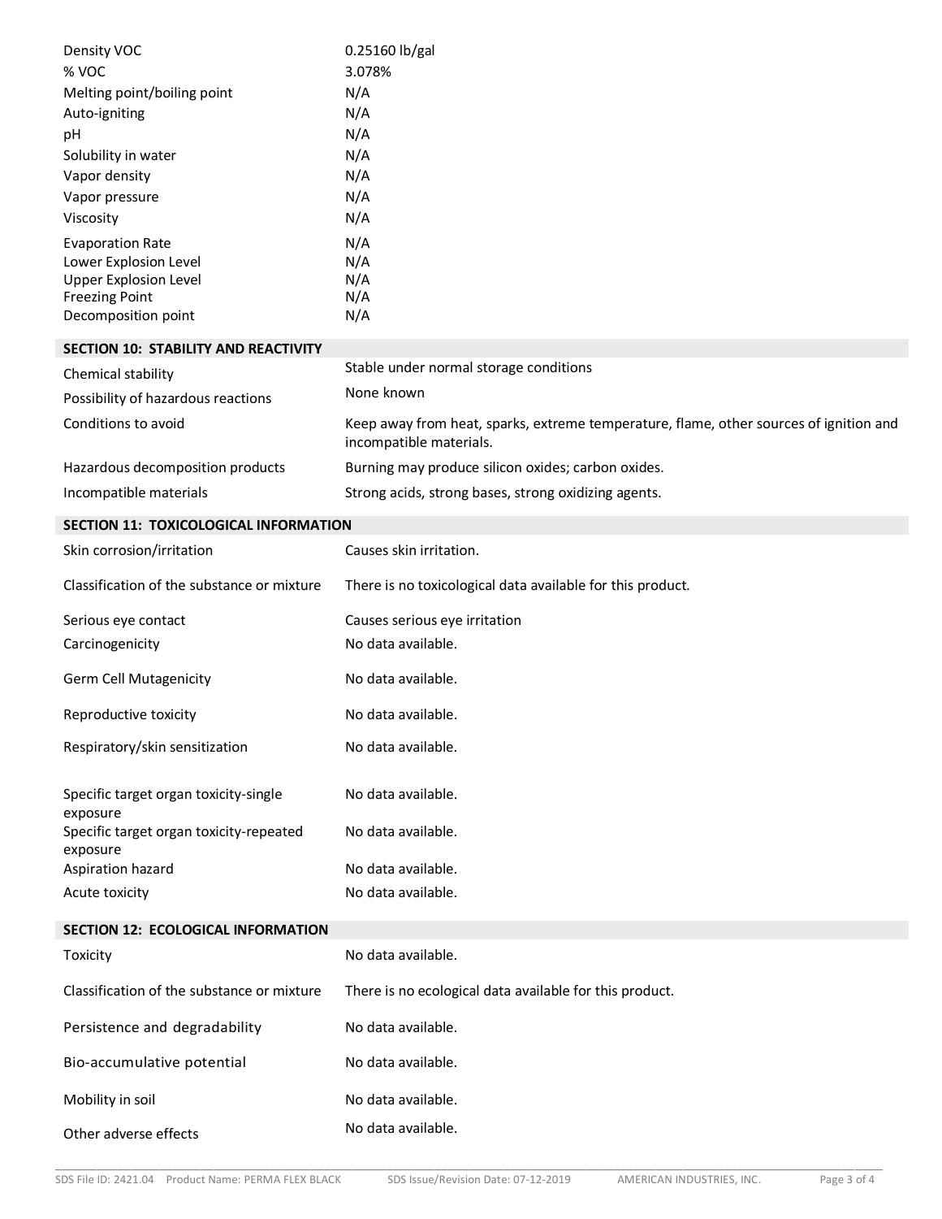| | |
|---|---|
| Density VOC | 0.25160 lb/gal |
| % VOC | 3.078% |
| Melting point/boiling point | N/A |
| Auto-igniting | N/A |
| pH | N/A |
| Solubility in water | N/A |
| Vapor density | N/A |
| Vapor pressure | N/A |
| Viscosity | N/A |
| Evaporation Rate | N/A |
| Lower Explosion Level | N/A |
| Upper Explosion Level | N/A |
| Freezing Point | N/A |
| Decomposition point | N/A |

## SECTION 10: STABILITY AND REACTIVITY

| | |
|---|---|
| Chemical stability | Stable under normal storage conditions |
| Possibility of hazardous reactions | None known |
| Conditions to avoid | Keep away from heat, sparks, extreme temperature, flame, other sources of ignition and incompatible materials. |
| Hazardous decomposition products | Burning may produce silicon oxides; carbon oxides. |
| Incompatible materials | Strong acids, strong bases, strong oxidizing agents. |

## SECTION 11: TOXICOLOGICAL INFORMATION

| | |
|---|---|
| Skin corrosion/irritation | Causes skin irritation. |
| Classification of the substance or mixture | There is no toxicological data available for this product. |
| Serious eye contact | Causes serious eye irritation |
| Carcinogenicity | No data available. |
| Germ Cell Mutagenicity | No data available. |
| Reproductive toxicity | No data available. |
| Respiratory/skin sensitization | No data available. |
| Specific target organ toxicity-single exposure | No data available. |
| Specific target organ toxicity-repeated exposure | No data available. |
| Aspiration hazard | No data available. |
| Acute toxicity | No data available. |

## SECTION 12: ECOLOGICAL INFORMATION

| | |
|---|---|
| Toxicity | No data available. |
| Classification of the substance or mixture | There is no ecological data available for this product. |
| Persistence and degradability | No data available. |
| Bio-accumulative potential | No data available. |
| Mobility in soil | No data available. |
| Other adverse effects | No data available. |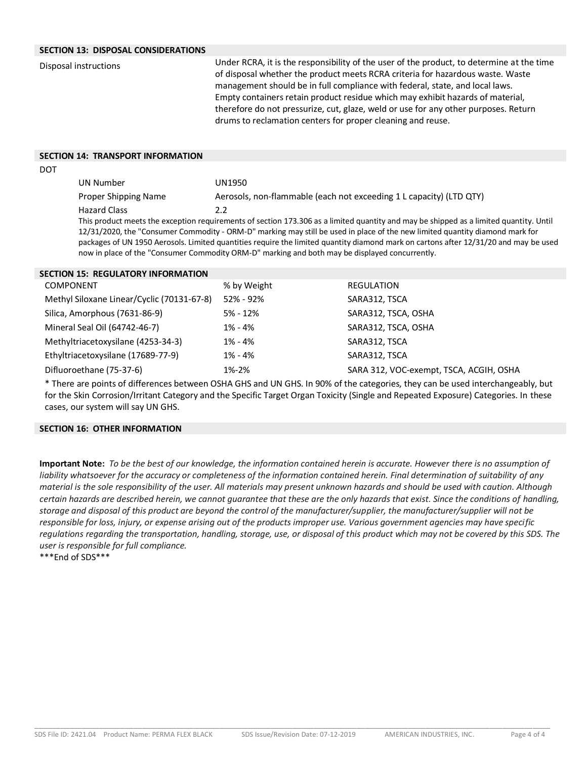## SECTION 13: DISPOSAL CONSIDERATIONS

| | |
|---|---|
| Disposal instructions | Under RCRA, it is the responsibility of the user of the product, to determine at the time of disposal whether the product meets RCRA criteria for hazardous waste. Waste management should be in full compliance with federal, state, and local laws. Empty containers retain product residue which may exhibit hazards of material, therefore do not pressurize, cut, glaze, weld or use for any other purposes. Return drums to reclamation centers for proper cleaning and reuse. |

## SECTION 14: TRANSPORT INFORMATION

DOT

| | |
|---|---|
| UN Number | UN1950 |
| Proper Shipping Name | Aerosols, non-flammable (each not exceeding 1 L capacity) (LTD QTY) |
| Hazard Class | 2.2 |

This product meets the exception requirements of section 173.306 as a limited quantity and may be shipped as a limited quantity. Until 12/31/2020, the "Consumer Commodity - ORM-D" marking may still be used in place of the new limited quantity diamond mark for packages of UN 1950 Aerosols. Limited quantities require the limited quantity diamond mark on cartons after 12/31/20 and may be used now in place of the "Consumer Commodity ORM-D" marking and both may be displayed concurrently.

## SECTION 15: REGULATORY INFORMATION

| COMPONENT | % by Weight | REGULATION |
|---|---|---|
| Methyl Siloxane Linear/Cyclic (70131-67-8) | 52% - 92% | SARA312, TSCA |
| Silica, Amorphous (7631-86-9) | 5% - 12% | SARA312, TSCA, OSHA |
| Mineral Seal Oil (64742-46-7) | 1% - 4% | SARA312, TSCA, OSHA |
| Methyltriacetoxysilane (4253-34-3) | 1% - 4% | SARA312, TSCA |
| Ethyltriacetoxysilane (17689-77-9) | 1% - 4% | SARA312, TSCA |
| Difluoroethane (75-37-6) | 1%-2% | SARA 312, VOC-exempt, TSCA, ACGIH, OSHA |

* There are points of differences between OSHA GHS and UN GHS. In 90% of the categories, they can be used interchangeably, but for the Skin Corrosion/Irritant Category and the Specific Target Organ Toxicity (Single and Repeated Exposure) Categories. In these cases, our system will say UN GHS.

## SECTION 16: OTHER INFORMATION

**Important Note:** *To be the best of our knowledge, the information contained herein is accurate. However there is no assumption of liability whatsoever for the accuracy or completeness of the information contained herein. Final determination of suitability of any material is the sole responsibility of the user. All materials may present unknown hazards and should be used with caution. Although certain hazards are described herein, we cannot guarantee that these are the only hazards that exist. Since the conditions of handling, storage and disposal of this product are beyond the control of the manufacturer/supplier, the manufacturer/supplier will not be responsible for loss, injury, or expense arising out of the products improper use. Various government agencies may have specific regulations regarding the transportation, handling, storage, use, or disposal of this product which may not be covered by this SDS. The user is responsible for full compliance.*

***End of SDS***